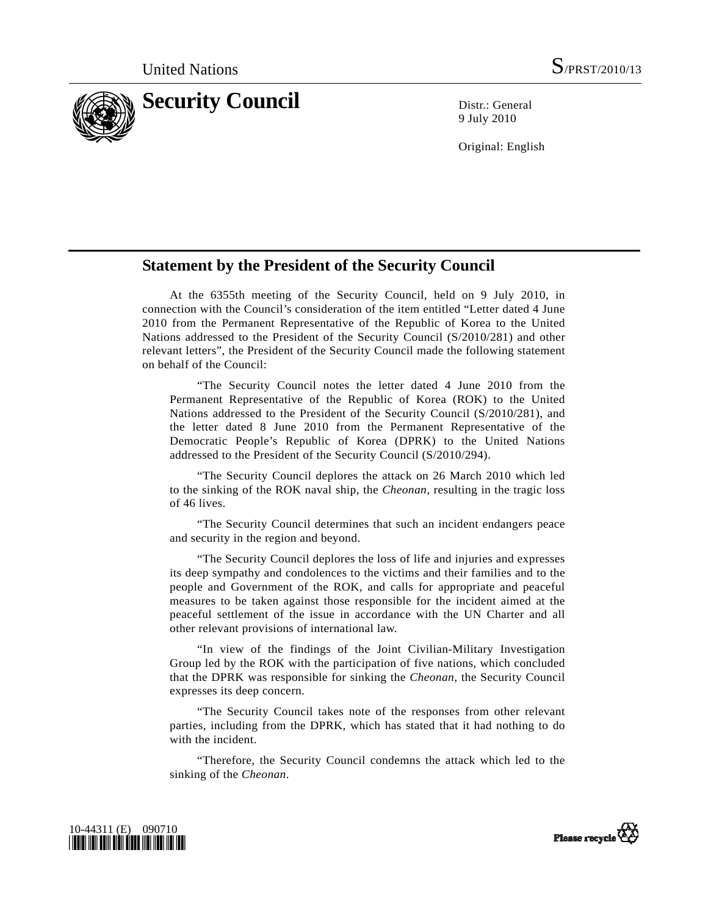United Nations S/PRST/2010/13

# Security Council

Distr.: General
9 July 2010

Original: English

## Statement by the President of the Security Council

At the 6355th meeting of the Security Council, held on 9 July 2010, in connection with the Council's consideration of the item entitled "Letter dated 4 June 2010 from the Permanent Representative of the Republic of Korea to the United Nations addressed to the President of the Security Council (S/2010/281) and other relevant letters", the President of the Security Council made the following statement on behalf of the Council:

"The Security Council notes the letter dated 4 June 2010 from the Permanent Representative of the Republic of Korea (ROK) to the United Nations addressed to the President of the Security Council (S/2010/281), and the letter dated 8 June 2010 from the Permanent Representative of the Democratic People's Republic of Korea (DPRK) to the United Nations addressed to the President of the Security Council (S/2010/294).

"The Security Council deplores the attack on 26 March 2010 which led to the sinking of the ROK naval ship, the *Cheonan*, resulting in the tragic loss of 46 lives.

"The Security Council determines that such an incident endangers peace and security in the region and beyond.

"The Security Council deplores the loss of life and injuries and expresses its deep sympathy and condolences to the victims and their families and to the people and Government of the ROK, and calls for appropriate and peaceful measures to be taken against those responsible for the incident aimed at the peaceful settlement of the issue in accordance with the UN Charter and all other relevant provisions of international law.

"In view of the findings of the Joint Civilian-Military Investigation Group led by the ROK with the participation of five nations, which concluded that the DPRK was responsible for sinking the *Cheonan*, the Security Council expresses its deep concern.

"The Security Council takes note of the responses from other relevant parties, including from the DPRK, which has stated that it had nothing to do with the incident.

"Therefore, the Security Council condemns the attack which led to the sinking of the *Cheonan*.

10-44311 (E) 090710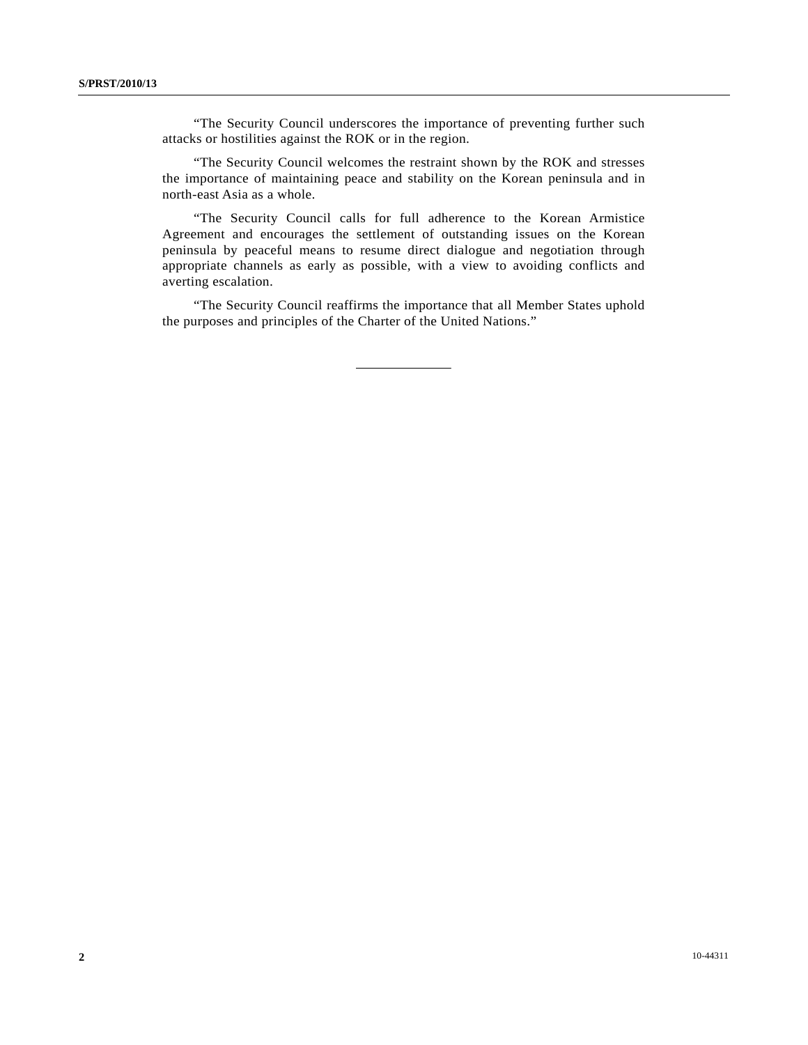"The Security Council underscores the importance of preventing further such attacks or hostilities against the ROK or in the region.

"The Security Council welcomes the restraint shown by the ROK and stresses the importance of maintaining peace and stability on the Korean peninsula and in north-east Asia as a whole.

"The Security Council calls for full adherence to the Korean Armistice Agreement and encourages the settlement of outstanding issues on the Korean peninsula by peaceful means to resume direct dialogue and negotiation through appropriate channels as early as possible, with a view to avoiding conflicts and averting escalation.

"The Security Council reaffirms the importance that all Member States uphold the purposes and principles of the Charter of the United Nations."